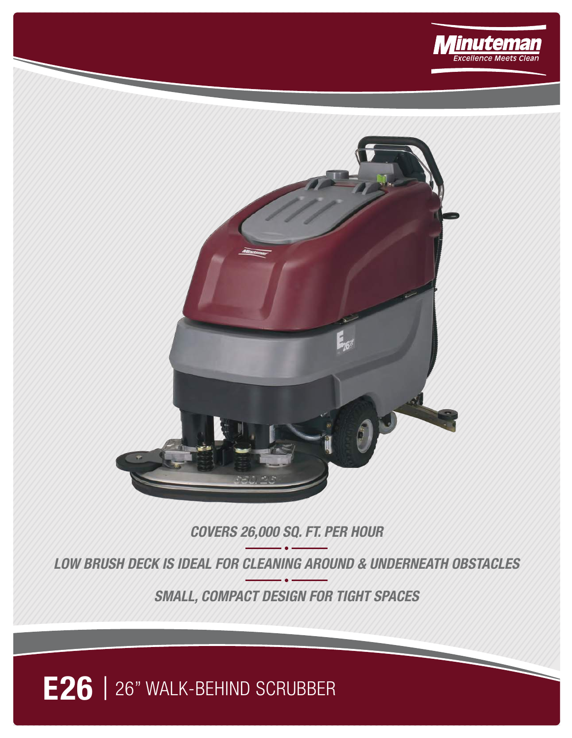Minuteman
*Excellence Meets Clean*

***COVERS 26,000 SQ. FT. PER HOUR***

***LOW BRUSH DECK IS IDEAL FOR CLEANING AROUND & UNDERNEATH OBSTACLES***

***SMALL, COMPACT DESIGN FOR TIGHT SPACES***

# **E26** | 26" WALK-BEHIND SCRUBBER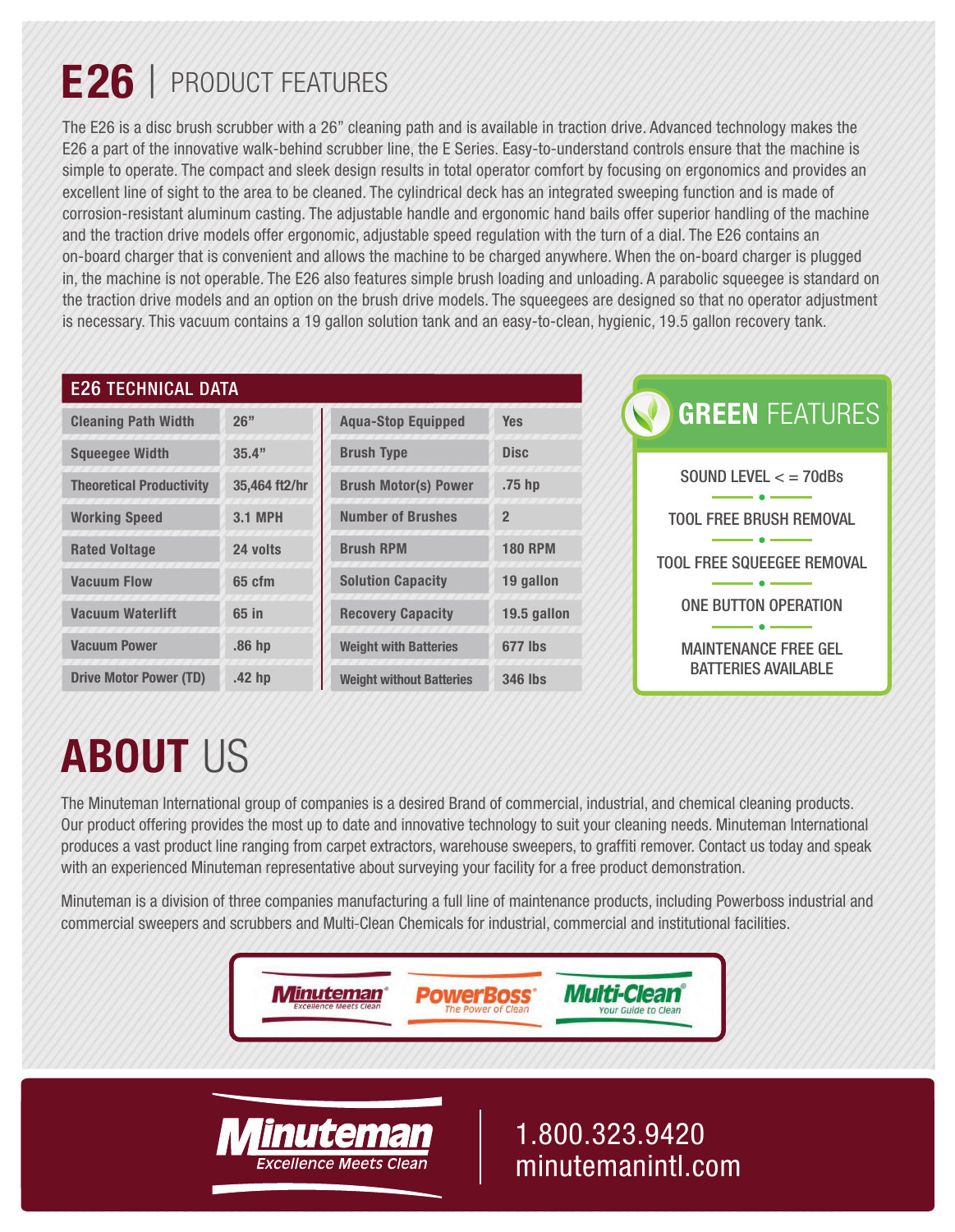# E26 | PRODUCT FEATURES

The E26 is a disc brush scrubber with a 26" cleaning path and is available in traction drive. Advanced technology makes the E26 a part of the innovative walk-behind scrubber line, the E Series. Easy-to-understand controls ensure that the machine is simple to operate. The compact and sleek design results in total operator comfort by focusing on ergonomics and provides an excellent line of sight to the area to be cleaned. The cylindrical deck has an integrated sweeping function and is made of corrosion-resistant aluminum casting. The adjustable handle and ergonomic hand bails offer superior handling of the machine and the traction drive models offer ergonomic, adjustable speed regulation with the turn of a dial. The E26 contains an on-board charger that is convenient and allows the machine to be charged anywhere. When the on-board charger is plugged in, the machine is not operable. The E26 also features simple brush loading and unloading. A parabolic squeegee is standard on the traction drive models and an option on the brush drive models. The squeegees are designed so that no operator adjustment is necessary. This vacuum contains a 19 gallon solution tank and an easy-to-clean, hygienic, 19.5 gallon recovery tank.

## E26 TECHNICAL DATA

| | | | |
|---|---|---|---|
| Cleaning Path Width | 26" | Aqua-Stop Equipped | Yes |
| Squeegee Width | 35.4" | Brush Type | Disc |
| Theoretical Productivity | 35,464 ft2/hr | Brush Motor(s) Power | .75 hp |
| Working Speed | 3.1 MPH | Number of Brushes | 2 |
| Rated Voltage | 24 volts | Brush RPM | 180 RPM |
| Vacuum Flow | 65 cfm | Solution Capacity | 19 gallon |
| Vacuum Waterlift | 65 in | Recovery Capacity | 19.5 gallon |
| Vacuum Power | .86 hp | Weight with Batteries | 677 lbs |
| Drive Motor Power (TD) | .42 hp | Weight without Batteries | 346 lbs |

## GREEN FEATURES

- SOUND LEVEL < = 70dBs
- TOOL FREE BRUSH REMOVAL
- TOOL FREE SQUEEGEE REMOVAL
- ONE BUTTON OPERATION
- MAINTENANCE FREE GEL BATTERIES AVAILABLE

# ABOUT US

The Minuteman International group of companies is a desired Brand of commercial, industrial, and chemical cleaning products. Our product offering provides the most up to date and innovative technology to suit your cleaning needs. Minuteman International produces a vast product line ranging from carpet extractors, warehouse sweepers, to graffiti remover. Contact us today and speak with an experienced Minuteman representative about surveying your facility for a free product demonstration.

Minuteman is a division of three companies manufacturing a full line of maintenance products, including Powerboss industrial and commercial sweepers and scrubbers and Multi-Clean Chemicals for industrial, commercial and institutional facilities.

Minuteman® Excellence Meets Clean | PowerBoss® The Power of Clean | Multi-Clean® Your Guide to Clean

Minuteman Excellence Meets Clean

1.800.323.9420
minutemanintl.com